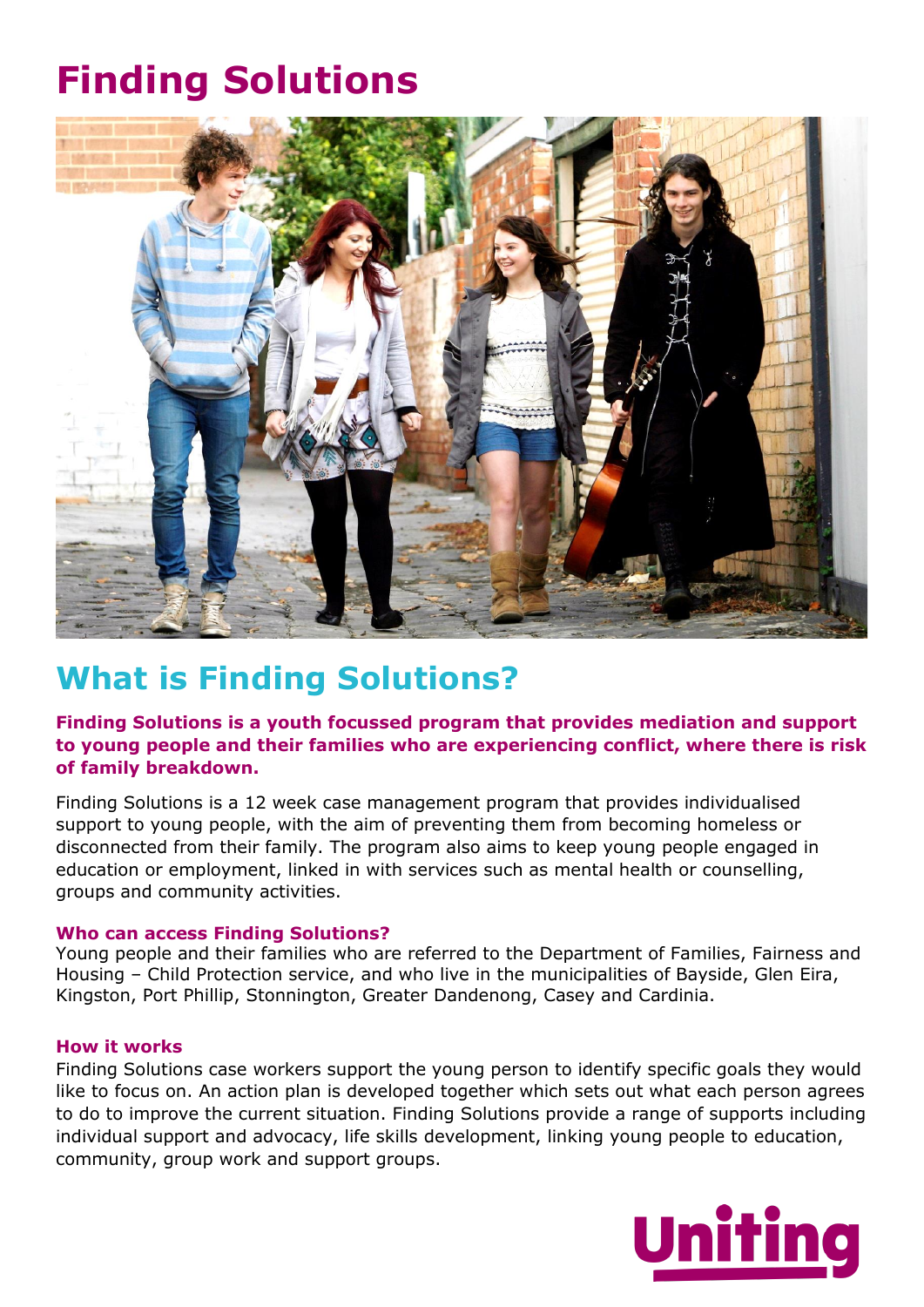# Finding Solutions

## What is Finding Solutions?

**Finding Solutions is a youth focussed program that provides mediation and support to young people and their families who are experiencing conflict, where there is risk of family breakdown.**

Finding Solutions is a 12 week case management program that provides individualised support to young people, with the aim of preventing them from becoming homeless or disconnected from their family. The program also aims to keep young people engaged in education or employment, linked in with services such as mental health or counselling, groups and community activities.

### Who can access Finding Solutions?

Young people and their families who are referred to the Department of Families, Fairness and Housing – Child Protection service, and who live in the municipalities of Bayside, Glen Eira, Kingston, Port Phillip, Stonnington, Greater Dandenong, Casey and Cardinia.

### How it works

Finding Solutions case workers support the young person to identify specific goals they would like to focus on. An action plan is developed together which sets out what each person agrees to do to improve the current situation. Finding Solutions provide a range of supports including individual support and advocacy, life skills development, linking young people to education, community, group work and support groups.

Uniting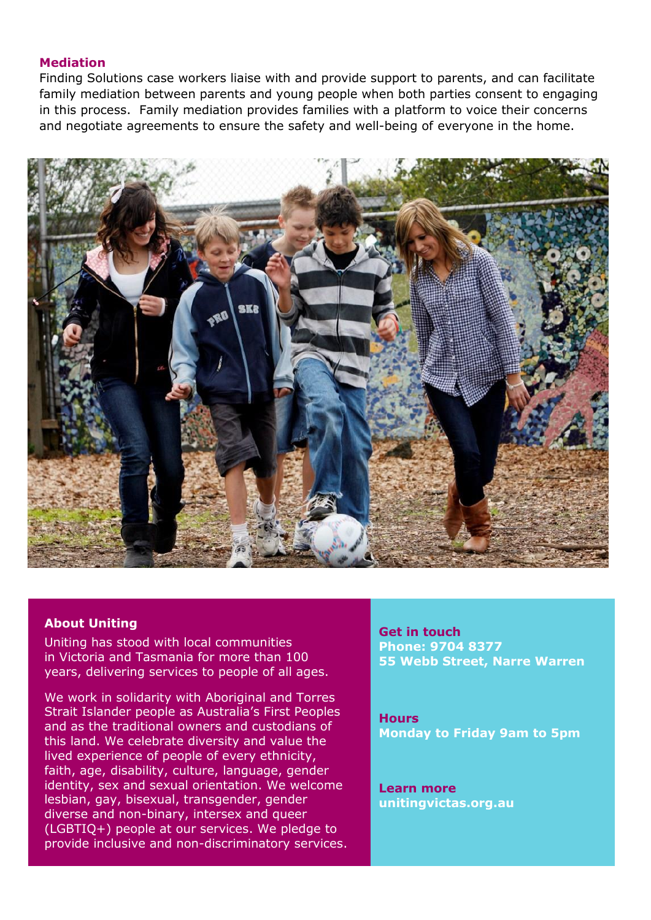## Mediation

Finding Solutions case workers liaise with and provide support to parents, and can facilitate family mediation between parents and young people when both parties consent to engaging in this process. Family mediation provides families with a platform to voice their concerns and negotiate agreements to ensure the safety and well-being of everyone in the home.

### About Uniting

Uniting has stood with local communities in Victoria and Tasmania for more than 100 years, delivering services to people of all ages.

We work in solidarity with Aboriginal and Torres Strait Islander people as Australia's First Peoples and as the traditional owners and custodians of this land. We celebrate diversity and value the lived experience of people of every ethnicity, faith, age, disability, culture, language, gender identity, sex and sexual orientation. We welcome lesbian, gay, bisexual, transgender, gender diverse and non-binary, intersex and queer (LGBTIQ+) people at our services. We pledge to provide inclusive and non-discriminatory services.

### Get in touch

**Phone: 9704 8377**
**55 Webb Street, Narre Warren**

### Hours

**Monday to Friday 9am to 5pm**

### Learn more

**unitingvictas.org.au**